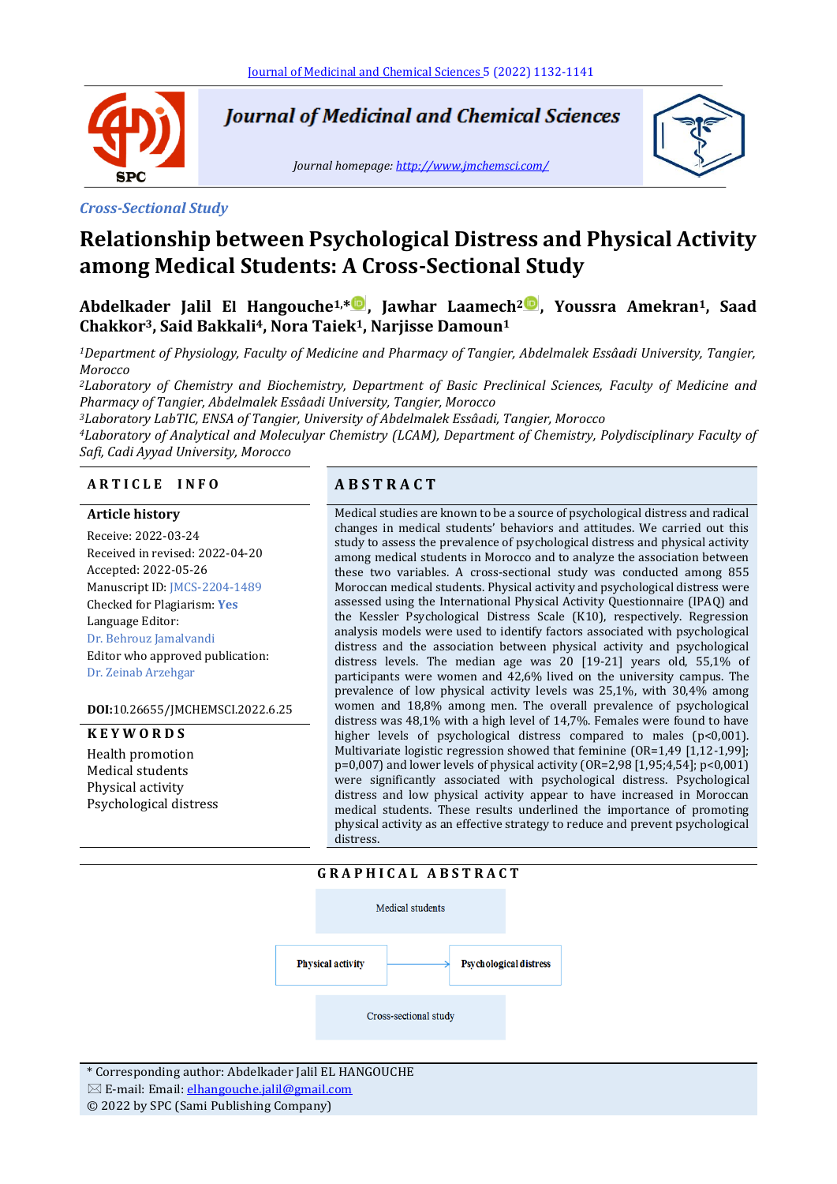Cross-Sectional Study

# Relationship between Psychological Distress and Physical Activity among Medical Students: A Cross-Sectional Study

**Abdelkader Jalil El Hangouche[1,*], Jawhar Laamech[2], Youssra Amekran[1], Saad Chakkor[3], Said Bakkali[4], Nora Taiek[1], Narjisse Damoun[1]**

*[1]Department of Physiology, Faculty of Medicine and Pharmacy of Tangier, Abdelmalek Essâadi University, Tangier, Morocco*
*[2]Laboratory of Chemistry and Biochemistry, Department of Basic Preclinical Sciences, Faculty of Medicine and Pharmacy of Tangier, Abdelmalek Essâadi University, Tangier, Morocco*
*[3]Laboratory LabTIC, ENSA of Tangier, University of Abdelmalek Essâadi, Tangier, Morocco*
*[4]Laboratory of Analytical and Moleculyar Chemistry (LCAM), Department of Chemistry, Polydisciplinary Faculty of Safi, Cadi Ayyad University, Morocco*

## ARTICLE INFO

**Article history**

Receive: 2022-03-24
Received in revised: 2022-04-20
Accepted: 2022-05-26
Manuscript ID: JMCS-2204-1489
Checked for Plagiarism: **Yes**
Language Editor:
Dr. Behrouz Jamalvandi
Editor who approved publication:
Dr. Zeinab Arzehgar

**DOI:**10.26655/JMCHEMSCI.2022.6.25

**KEYWORDS**

Health promotion
Medical students
Physical activity
Psychological distress

## ABSTRACT

Medical studies are known to be a source of psychological distress and radical changes in medical students' behaviors and attitudes. We carried out this study to assess the prevalence of psychological distress and physical activity among medical students in Morocco and to analyze the association between these two variables. A cross-sectional study was conducted among 855 Moroccan medical students. Physical activity and psychological distress were assessed using the International Physical Activity Questionnaire (IPAQ) and the Kessler Psychological Distress Scale (K10), respectively. Regression analysis models were used to identify factors associated with psychological distress and the association between physical activity and psychological distress levels. The median age was 20 [19-21] years old, 55,1% of participants were women and 42,6% lived on the university campus. The prevalence of low physical activity levels was 25,1%, with 30,4% among women and 18,8% among men. The overall prevalence of psychological distress was 48,1% with a high level of 14,7%. Females were found to have higher levels of psychological distress compared to males ($p<0,001$). Multivariate logistic regression showed that feminine (OR=1,49 [1,12-1,99]; $p=0,007$) and lower levels of physical activity (OR=2,98 [1,95;4,54]; $p<0,001$) were significantly associated with psychological distress. Psychological distress and low physical activity appear to have increased in Moroccan medical students. These results underlined the importance of promoting physical activity as an effective strategy to reduce and prevent psychological distress.

## GRAPHICAL ABSTRACT

Medical students

Physical activity → Psychological distress

Cross-sectional study

---

\* Corresponding author: Abdelkader Jalil EL HANGOUCHE
E-mail: Email: elhangouche.jalil@gmail.com
© 2022 by SPC (Sami Publishing Company)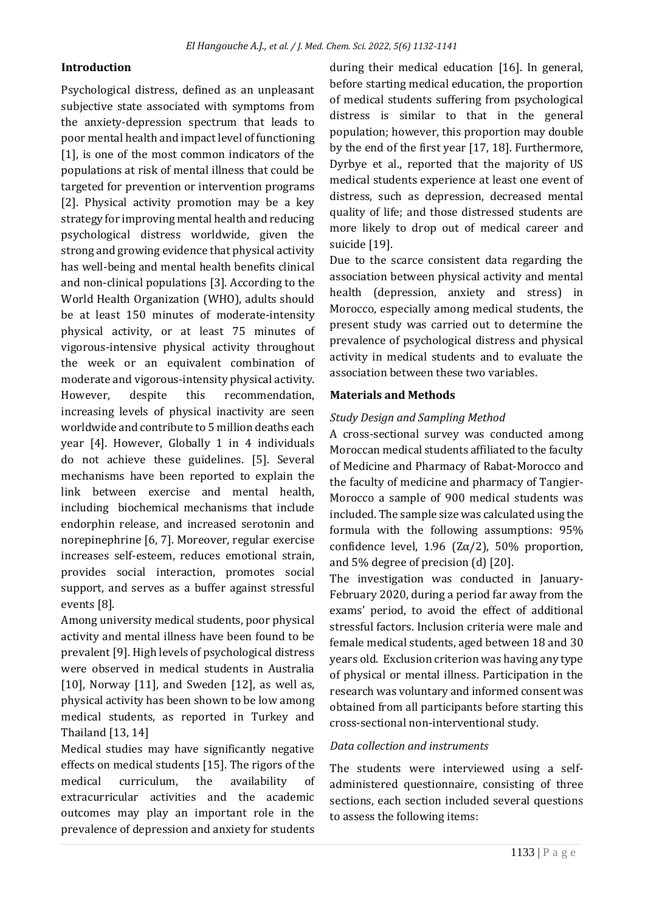## Introduction

Psychological distress, defined as an unpleasant subjective state associated with symptoms from the anxiety-depression spectrum that leads to poor mental health and impact level of functioning [1], is one of the most common indicators of the populations at risk of mental illness that could be targeted for prevention or intervention programs [2]. Physical activity promotion may be a key strategy for improving mental health and reducing psychological distress worldwide, given the strong and growing evidence that physical activity has well-being and mental health benefits clinical and non-clinical populations [3]. According to the World Health Organization (WHO), adults should be at least 150 minutes of moderate-intensity physical activity, or at least 75 minutes of vigorous-intensive physical activity throughout the week or an equivalent combination of moderate and vigorous-intensity physical activity. However, despite this recommendation, increasing levels of physical inactivity are seen worldwide and contribute to 5 million deaths each year [4]. However, Globally 1 in 4 individuals do not achieve these guidelines. [5]. Several mechanisms have been reported to explain the link between exercise and mental health, including biochemical mechanisms that include endorphin release, and increased serotonin and norepinephrine [6, 7]. Moreover, regular exercise increases self-esteem, reduces emotional strain, provides social interaction, promotes social support, and serves as a buffer against stressful events [8].

Among university medical students, poor physical activity and mental illness have been found to be prevalent [9]. High levels of psychological distress were observed in medical students in Australia [10], Norway [11], and Sweden [12], as well as, physical activity has been shown to be low among medical students, as reported in Turkey and Thailand [13, 14]

Medical studies may have significantly negative effects on medical students [15]. The rigors of the medical curriculum, the availability of extracurricular activities and the academic outcomes may play an important role in the prevalence of depression and anxiety for students during their medical education [16]. In general, before starting medical education, the proportion of medical students suffering from psychological distress is similar to that in the general population; however, this proportion may double by the end of the first year [17, 18]. Furthermore, Dyrbye et al., reported that the majority of US medical students experience at least one event of distress, such as depression, decreased mental quality of life; and those distressed students are more likely to drop out of medical career and suicide [19].

Due to the scarce consistent data regarding the association between physical activity and mental health (depression, anxiety and stress) in Morocco, especially among medical students, the present study was carried out to determine the prevalence of psychological distress and physical activity in medical students and to evaluate the association between these two variables.

## Materials and Methods

### *Study Design and Sampling Method*

A cross-sectional survey was conducted among Moroccan medical students affiliated to the faculty of Medicine and Pharmacy of Rabat-Morocco and the faculty of medicine and pharmacy of Tangier-Morocco a sample of 900 medical students was included. The sample size was calculated using the formula with the following assumptions: 95% confidence level, 1.96 ($Z\alpha/2$), 50% proportion, and 5% degree of precision (d) [20].

The investigation was conducted in January-February 2020, during a period far away from the exams' period, to avoid the effect of additional stressful factors. Inclusion criteria were male and female medical students, aged between 18 and 30 years old. Exclusion criterion was having any type of physical or mental illness. Participation in the research was voluntary and informed consent was obtained from all participants before starting this cross-sectional non-interventional study.

### *Data collection and instruments*

The students were interviewed using a self-administered questionnaire, consisting of three sections, each section included several questions to assess the following items: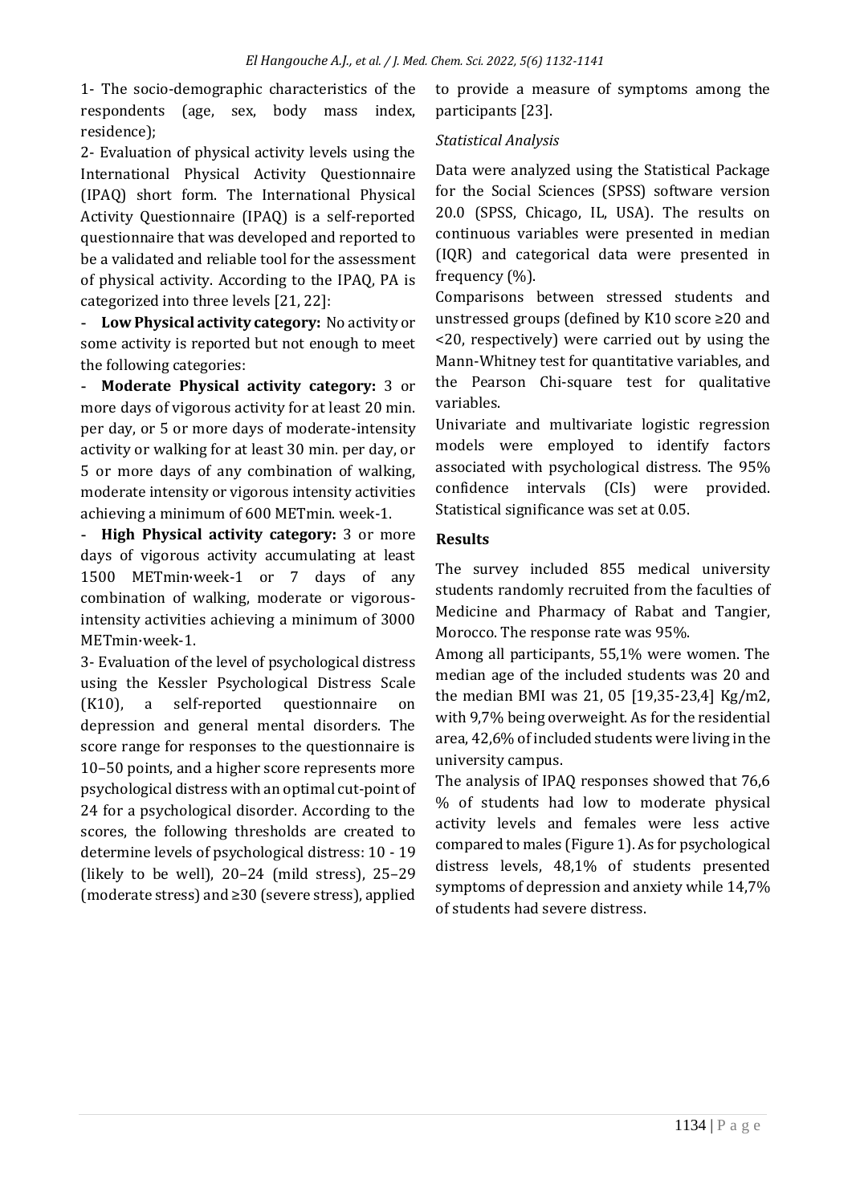1- The socio-demographic characteristics of the respondents (age, sex, body mass index, residence);

2- Evaluation of physical activity levels using the International Physical Activity Questionnaire (IPAQ) short form. The International Physical Activity Questionnaire (IPAQ) is a self-reported questionnaire that was developed and reported to be a validated and reliable tool for the assessment of physical activity. According to the IPAQ, PA is categorized into three levels [21, 22]:

- **Low Physical activity category:** No activity or some activity is reported but not enough to meet the following categories:

- **Moderate Physical activity category:** 3 or more days of vigorous activity for at least 20 min. per day, or 5 or more days of moderate-intensity activity or walking for at least 30 min. per day, or 5 or more days of any combination of walking, moderate intensity or vigorous intensity activities achieving a minimum of 600 METmin. week-1.

- **High Physical activity category:** 3 or more days of vigorous activity accumulating at least 1500 METmin·week-1 or 7 days of any combination of walking, moderate or vigorous-intensity activities achieving a minimum of 3000 METmin·week-1.

3- Evaluation of the level of psychological distress using the Kessler Psychological Distress Scale (K10), a self-reported questionnaire on depression and general mental disorders. The score range for responses to the questionnaire is 10–50 points, and a higher score represents more psychological distress with an optimal cut-point of 24 for a psychological disorder. According to the scores, the following thresholds are created to determine levels of psychological distress: 10 - 19 (likely to be well), 20–24 (mild stress), 25–29 (moderate stress) and ≥30 (severe stress), applied to provide a measure of symptoms among the participants [23].

*Statistical Analysis*

Data were analyzed using the Statistical Package for the Social Sciences (SPSS) software version 20.0 (SPSS, Chicago, IL, USA). The results on continuous variables were presented in median (IQR) and categorical data were presented in frequency (%).

Comparisons between stressed students and unstressed groups (defined by K10 score ≥20 and <20, respectively) were carried out by using the Mann-Whitney test for quantitative variables, and the Pearson Chi-square test for qualitative variables.

Univariate and multivariate logistic regression models were employed to identify factors associated with psychological distress. The 95% confidence intervals (CIs) were provided. Statistical significance was set at 0.05.

## Results

The survey included 855 medical university students randomly recruited from the faculties of Medicine and Pharmacy of Rabat and Tangier, Morocco. The response rate was 95%.

Among all participants, 55,1% were women. The median age of the included students was 20 and the median BMI was 21, 05 [19,35-23,4] Kg/m2, with 9,7% being overweight. As for the residential area, 42,6% of included students were living in the university campus.

The analysis of IPAQ responses showed that 76,6 % of students had low to moderate physical activity levels and females were less active compared to males (Figure 1). As for psychological distress levels, 48,1% of students presented symptoms of depression and anxiety while 14,7% of students had severe distress.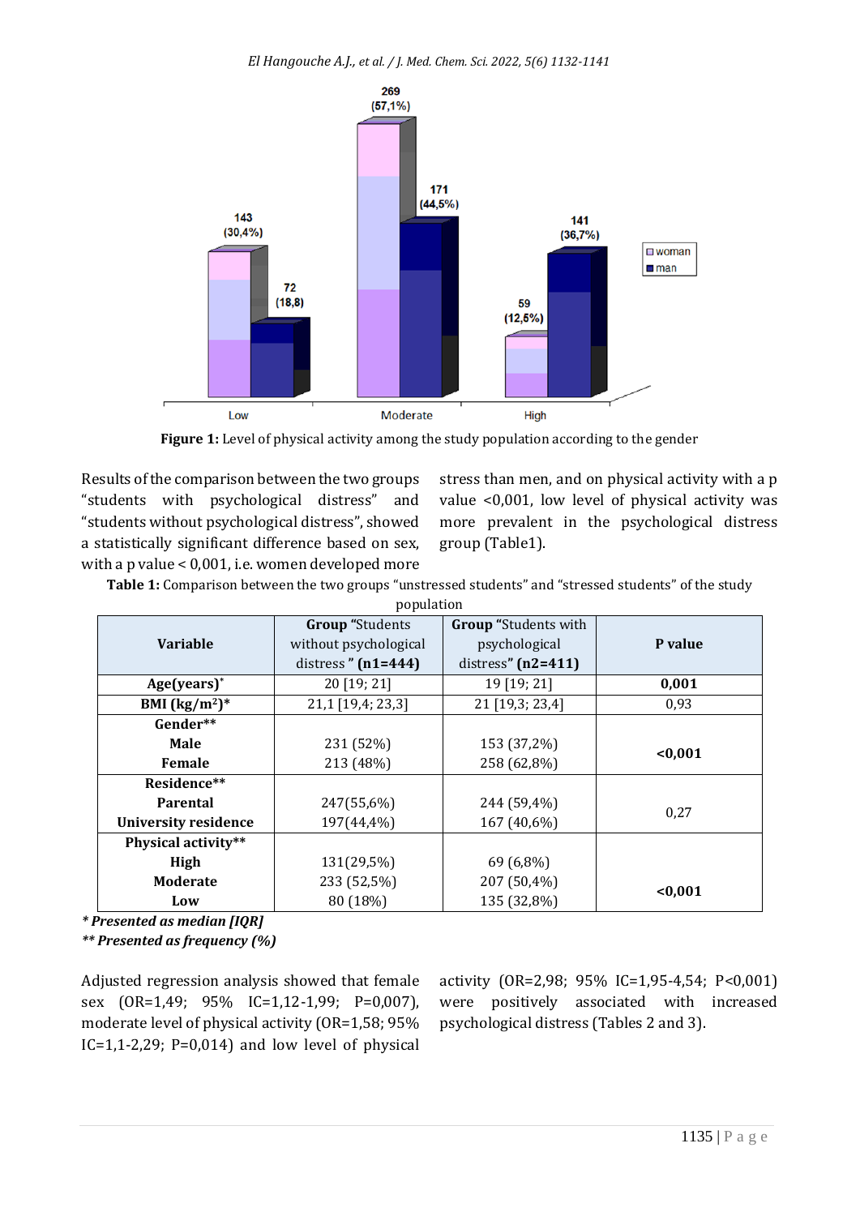**Figure 1:** Level of physical activity among the study population according to the gender

Results of the comparison between the two groups "students with psychological distress" and "students without psychological distress", showed a statistically significant difference based on sex, with a p value < 0,001, i.e. women developed more stress than men, and on physical activity with a p value <0,001, low level of physical activity was more prevalent in the psychological distress group (Table1).

**Table 1:** Comparison between the two groups "unstressed students" and "stressed students" of the study population

| Variable | Group "Students without psychological distress " (n1=444) | Group "Students with psychological distress" (n2=411) | P value |
|---|---|---|---|
| **Age(years)*** | 20 [19; 21] | 19 [19; 21] | **0,001** |
| **BMI (kg/m²)*** | 21,1 [19,4; 23,3] | 21 [19,3; 23,4] | 0,93 |
| **Gender**** | | | |
| **Male** | 231 (52%) | 153 (37,2%) | **<0,001** |
| **Female** | 213 (48%) | 258 (62,8%) | |
| **Residence**** | | | |
| **Parental** | 247(55,6%) | 244 (59,4%) | 0,27 |
| **University residence** | 197(44,4%) | 167 (40,6%) | |
| **Physical activity**** | | | |
| **High** | 131(29,5%) | 69 (6,8%) | |
| **Moderate** | 233 (52,5%) | 207 (50,4%) | **<0,001** |
| **Low** | 80 (18%) | 135 (32,8%) | |

***** *Presented as median [IQR]*

****** *Presented as frequency (%)*

Adjusted regression analysis showed that female sex (OR=1,49; 95% IC=1,12-1,99; P=0,007), moderate level of physical activity (OR=1,58; 95% IC=1,1-2,29; P=0,014) and low level of physical activity (OR=2,98; 95% IC=1,95-4,54; P<0,001) were positively associated with increased psychological distress (Tables 2 and 3).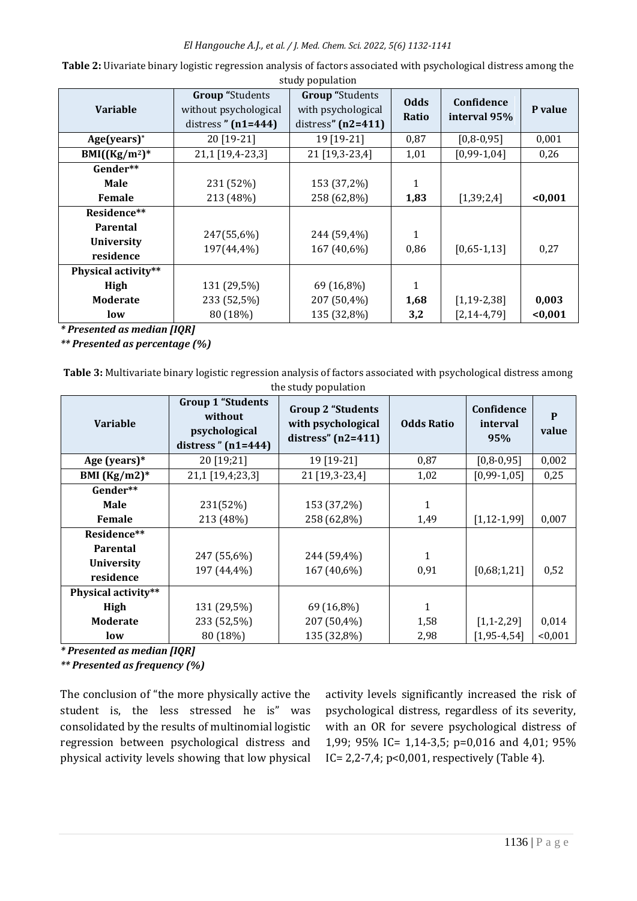**Table 2:** Uivariate binary logistic regression analysis of factors associated with psychological distress among the study population

| Variable | **Group** "Students without psychological distress " **(n1=444)** | **Group** "Students with psychological distress" **(n2=411)** | **Odds Ratio** | **Confidence interval 95%** | **P value** |
|---|---|---|---|---|---|
| **Age(years)*** | 20 [19-21] | 19 [19-21] | 0,87 | [0,8-0,95] | 0,001 |
| **BMI((Kg/m²)*** | 21,1 [19,4-23,3] | 21 [19,3-23,4] | 1,01 | [0,99-1,04] | 0,26 |
| **Gender**** | | | | | |
| **Male** | 231 (52%) | 153 (37,2%) | 1 | | |
| **Female** | 213 (48%) | 258 (62,8%) | **1,83** | [1,39;2,4] | **<0,001** |
| **Residence**** | | | | | |
| **Parental** | 247(55,6%) | 244 (59,4%) | 1 | | |
| **University residence** | 197(44,4%) | 167 (40,6%) | 0,86 | [0,65-1,13] | 0,27 |
| **Physical activity**** | | | | | |
| **High** | 131 (29,5%) | 69 (16,8%) | 1 | | |
| **Moderate** | 233 (52,5%) | 207 (50,4%) | **1,68** | [1,19-2,38] | **0,003** |
| **low** | 80 (18%) | 135 (32,8%) | **3,2** | [2,14-4,79] | **<0,001** |

***** Presented as median [IQR]***

****** Presented as percentage (%)***

**Table 3:** Multivariate binary logistic regression analysis of factors associated with psychological distress among the study population

| Variable | Group 1 "Students without psychological distress " (n1=444) | Group 2 "Students with psychological distress" (n2=411) | Odds Ratio | Confidence interval 95% | P value |
|---|---|---|---|---|---|
| **Age (years)*** | 20 [19;21] | 19 [19-21] | 0,87 | [0,8-0,95] | 0,002 |
| **BMI (Kg/m2)*** | 21,1 [19,4;23,3] | 21 [19,3-23,4] | 1,02 | [0,99-1,05] | 0,25 |
| **Gender**** | | | | | |
| **Male** | 231(52%) | 153 (37,2%) | 1 | | |
| **Female** | 213 (48%) | 258 (62,8%) | 1,49 | [1,12-1,99] | 0,007 |
| **Residence**** | | | | | |
| **Parental** | 247 (55,6%) | 244 (59,4%) | 1 | | |
| **University residence** | 197 (44,4%) | 167 (40,6%) | 0,91 | [0,68;1,21] | 0,52 |
| **Physical activity**** | | | | | |
| **High** | 131 (29,5%) | 69 (16,8%) | 1 | | |
| **Moderate** | 233 (52,5%) | 207 (50,4%) | 1,58 | [1,1-2,29] | 0,014 |
| **low** | 80 (18%) | 135 (32,8%) | 2,98 | [1,95-4,54] | <0,001 |

***** Presented as median [IQR]***

****** Presented as frequency (%)***

The conclusion of "the more physically active the student is, the less stressed he is" was consolidated by the results of multinomial logistic regression between psychological distress and physical activity levels showing that low physical activity levels significantly increased the risk of psychological distress, regardless of its severity, with an OR for severe psychological distress of 1,99; 95% IC= 1,14-3,5; p=0,016 and 4,01; 95% IC= 2,2-7,4; p<0,001, respectively (Table 4).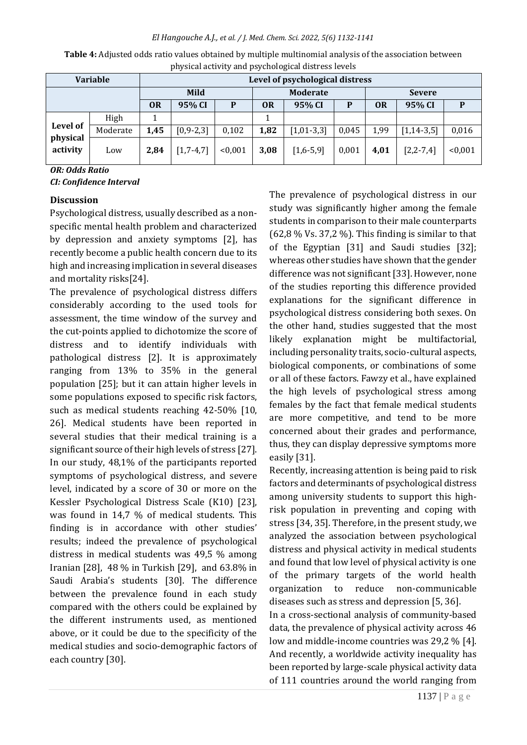**Table 4:** Adjusted odds ratio values obtained by multiple multinomial analysis of the association between physical activity and psychological distress levels

| Variable | | Level of psychological distress | | | | | | | | |
|---|---|---|---|---|---|---|---|---|---|---|
| | | Mild | | | Moderate | | | Severe | | |
| | | OR | 95% CI | P | OR | 95% CI | P | OR | 95% CI | P |
| Level of physical activity | High | 1 | | | 1 | | | | | |
| | Moderate | **1,45** | [0,9-2,3] | 0,102 | **1,82** | [1,01-3,3] | 0,045 | 1,99 | [1,14-3,5] | 0,016 |
| | Low | **2,84** | [1,7-4,7] | <0,001 | **3,08** | [1,6-5,9] | 0,001 | **4,01** | [2,2-7,4] | <0,001 |

***OR: Odds Ratio***
***CI: Confidence Interval***

### Discussion

Psychological distress, usually described as a non-specific mental health problem and characterized by depression and anxiety symptoms [2], has recently become a public health concern due to its high and increasing implication in several diseases and mortality risks[24].

The prevalence of psychological distress differs considerably according to the used tools for assessment, the time window of the survey and the cut-points applied to dichotomize the score of distress and to identify individuals with pathological distress [2]. It is approximately ranging from 13% to 35% in the general population [25]; but it can attain higher levels in some populations exposed to specific risk factors, such as medical students reaching 42-50% [10, 26]. Medical students have been reported in several studies that their medical training is a significant source of their high levels of stress [27]. In our study, 48,1% of the participants reported symptoms of psychological distress, and severe level, indicated by a score of 30 or more on the Kessler Psychological Distress Scale (K10) [23], was found in 14,7 % of medical students. This finding is in accordance with other studies' results; indeed the prevalence of psychological distress in medical students was 49,5 % among Iranian [28], 48 % in Turkish [29], and 63.8% in Saudi Arabia's students [30]. The difference between the prevalence found in each study compared with the others could be explained by the different instruments used, as mentioned above, or it could be due to the specificity of the medical studies and socio-demographic factors of each country [30].

The prevalence of psychological distress in our study was significantly higher among the female students in comparison to their male counterparts (62,8 % Vs. 37,2 %). This finding is similar to that of the Egyptian [31] and Saudi studies [32]; whereas other studies have shown that the gender difference was not significant [33]. However, none of the studies reporting this difference provided explanations for the significant difference in psychological distress considering both sexes. On the other hand, studies suggested that the most likely explanation might be multifactorial, including personality traits, socio-cultural aspects, biological components, or combinations of some or all of these factors. Fawzy et al., have explained the high levels of psychological stress among females by the fact that female medical students are more competitive, and tend to be more concerned about their grades and performance, thus, they can display depressive symptoms more easily [31].

Recently, increasing attention is being paid to risk factors and determinants of psychological distress among university students to support this high-risk population in preventing and coping with stress [34, 35]. Therefore, in the present study, we analyzed the association between psychological distress and physical activity in medical students and found that low level of physical activity is one of the primary targets of the world health organization to reduce non-communicable diseases such as stress and depression [5, 36].

In a cross-sectional analysis of community-based data, the prevalence of physical activity across 46 low and middle-income countries was 29,2 % [4]. And recently, a worldwide activity inequality has been reported by large-scale physical activity data of 111 countries around the world ranging from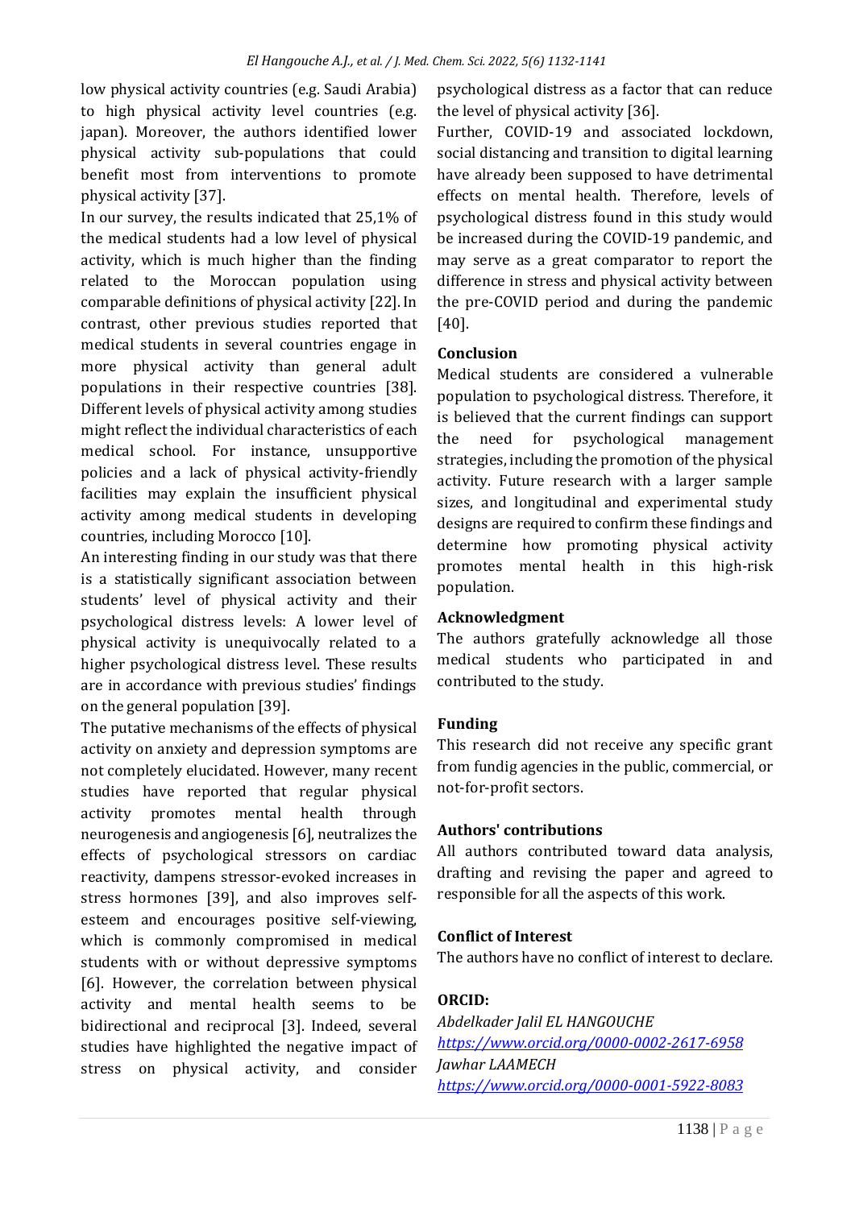low physical activity countries (e.g. Saudi Arabia) to high physical activity level countries (e.g. japan). Moreover, the authors identified lower physical activity sub-populations that could benefit most from interventions to promote physical activity [37].

In our survey, the results indicated that 25,1% of the medical students had a low level of physical activity, which is much higher than the finding related to the Moroccan population using comparable definitions of physical activity [22]. In contrast, other previous studies reported that medical students in several countries engage in more physical activity than general adult populations in their respective countries [38]. Different levels of physical activity among studies might reflect the individual characteristics of each medical school. For instance, unsupportive policies and a lack of physical activity-friendly facilities may explain the insufficient physical activity among medical students in developing countries, including Morocco [10].

An interesting finding in our study was that there is a statistically significant association between students' level of physical activity and their psychological distress levels: A lower level of physical activity is unequivocally related to a higher psychological distress level. These results are in accordance with previous studies' findings on the general population [39].

The putative mechanisms of the effects of physical activity on anxiety and depression symptoms are not completely elucidated. However, many recent studies have reported that regular physical activity promotes mental health through neurogenesis and angiogenesis [6], neutralizes the effects of psychological stressors on cardiac reactivity, dampens stressor-evoked increases in stress hormones [39], and also improves self-esteem and encourages positive self-viewing, which is commonly compromised in medical students with or without depressive symptoms [6]. However, the correlation between physical activity and mental health seems to be bidirectional and reciprocal [3]. Indeed, several studies have highlighted the negative impact of stress on physical activity, and consider psychological distress as a factor that can reduce the level of physical activity [36].

Further, COVID-19 and associated lockdown, social distancing and transition to digital learning have already been supposed to have detrimental effects on mental health. Therefore, levels of psychological distress found in this study would be increased during the COVID-19 pandemic, and may serve as a great comparator to report the difference in stress and physical activity between the pre-COVID period and during the pandemic [40].

## Conclusion

Medical students are considered a vulnerable population to psychological distress. Therefore, it is believed that the current findings can support the need for psychological management strategies, including the promotion of the physical activity. Future research with a larger sample sizes, and longitudinal and experimental study designs are required to confirm these findings and determine how promoting physical activity promotes mental health in this high-risk population.

## Acknowledgment

The authors gratefully acknowledge all those medical students who participated in and contributed to the study.

## Funding

This research did not receive any specific grant from fundig agencies in the public, commercial, or not-for-profit sectors.

## Authors' contributions

All authors contributed toward data analysis, drafting and revising the paper and agreed to responsible for all the aspects of this work.

## Conflict of Interest

The authors have no conflict of interest to declare.

## ORCID:

*Abdelkader Jalil EL HANGOUCHE*
https://www.orcid.org/0000-0002-2617-6958

*Jawhar LAAMECH*
https://www.orcid.org/0000-0001-5922-8083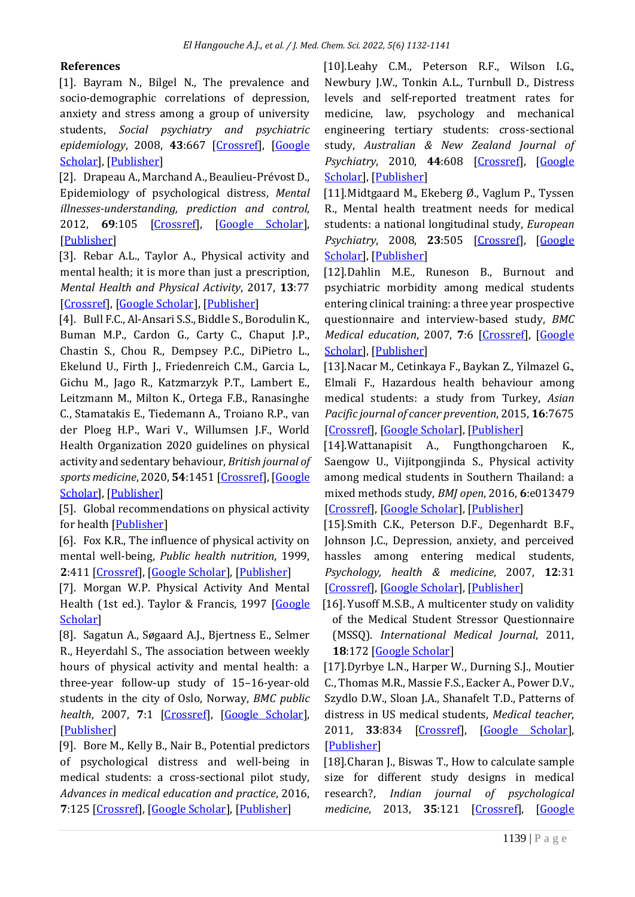## References

[1]. Bayram N., Bilgel N., The prevalence and socio-demographic correlations of depression, anxiety and stress among a group of university students, *Social psychiatry and psychiatric epidemiology*, 2008, **43**:667 [Crossref], [Google Scholar], [Publisher]

[2]. Drapeau A., Marchand A., Beaulieu-Prévost D., Epidemiology of psychological distress, *Mental illnesses-understanding, prediction and control*, 2012, **69**:105 [Crossref], [Google Scholar], [Publisher]

[3]. Rebar A.L., Taylor A., Physical activity and mental health; it is more than just a prescription, *Mental Health and Physical Activity*, 2017, **13**:77 [Crossref], [Google Scholar], [Publisher]

[4]. Bull F.C., Al-Ansari S.S., Biddle S., Borodulin K., Buman M.P., Cardon G., Carty C., Chaput J.P., Chastin S., Chou R., Dempsey P.C., DiPietro L., Ekelund U., Firth J., Friedenreich C.M., Garcia L., Gichu M., Jago R., Katzmarzyk P.T., Lambert E., Leitzmann M., Milton K., Ortega F.B., Ranasinghe C., Stamatakis E., Tiedemann A., Troiano R.P., van der Ploeg H.P., Wari V., Willumsen J.F., World Health Organization 2020 guidelines on physical activity and sedentary behaviour, *British journal of sports medicine*, 2020, **54**:1451 [Crossref], [Google Scholar], [Publisher]

[5]. Global recommendations on physical activity for health [Publisher]

[6]. Fox K.R., The influence of physical activity on mental well-being, *Public health nutrition*, 1999, **2**:411 [Crossref], [Google Scholar], [Publisher]

[7]. Morgan W.P. Physical Activity And Mental Health (1st ed.). Taylor & Francis, 1997 [Google Scholar]

[8]. Sagatun A., Søgaard A.J., Bjertness E., Selmer R., Heyerdahl S., The association between weekly hours of physical activity and mental health: a three-year follow-up study of 15–16-year-old students in the city of Oslo, Norway, *BMC public health*, 2007, **7**:1 [Crossref], [Google Scholar], [Publisher]

[9]. Bore M., Kelly B., Nair B., Potential predictors of psychological distress and well-being in medical students: a cross-sectional pilot study, *Advances in medical education and practice*, 2016, **7**:125 [Crossref], [Google Scholar], [Publisher]

[10]. Leahy C.M., Peterson R.F., Wilson I.G., Newbury J.W., Tonkin A.L., Turnbull D., Distress levels and self-reported treatment rates for medicine, law, psychology and mechanical engineering tertiary students: cross-sectional study, *Australian & New Zealand Journal of Psychiatry*, 2010, **44**:608 [Crossref], [Google Scholar], [Publisher]

[11]. Midtgaard M., Ekeberg Ø., Vaglum P., Tyssen R., Mental health treatment needs for medical students: a national longitudinal study, *European Psychiatry*, 2008, **23**:505 [Crossref], [Google Scholar], [Publisher]

[12]. Dahlin M.E., Runeson B., Burnout and psychiatric morbidity among medical students entering clinical training: a three year prospective questionnaire and interview-based study, *BMC Medical education*, 2007, **7**:6 [Crossref], [Google Scholar], [Publisher]

[13]. Nacar M., Cetinkaya F., Baykan Z., Yilmazel G., Elmali F., Hazardous health behaviour among medical students: a study from Turkey, *Asian Pacific journal of cancer prevention*, 2015, **16**:7675 [Crossref], [Google Scholar], [Publisher]

[14]. Wattanapisit A., Fungthongcharoen K., Saengow U., Vijitpongjinda S., Physical activity among medical students in Southern Thailand: a mixed methods study, *BMJ open*, 2016, **6**:e013479 [Crossref], [Google Scholar], [Publisher]

[15]. Smith C.K., Peterson D.F., Degenhardt B.F., Johnson J.C., Depression, anxiety, and perceived hassles among entering medical students, *Psychology, health & medicine*, 2007, **12**:31 [Crossref], [Google Scholar], [Publisher]

[16]. Yusoff M.S.B., A multicenter study on validity of the Medical Student Stressor Questionnaire (MSSQ). *International Medical Journal*, 2011, **18**:172 [Google Scholar]

[17]. Dyrbye L.N., Harper W., Durning S.J., Moutier C., Thomas M.R., Massie F.S., Eacker A., Power D.V., Szydlo D.W., Sloan J.A., Shanafelt T.D., Patterns of distress in US medical students, *Medical teacher*, 2011, **33**:834 [Crossref], [Google Scholar], [Publisher]

[18]. Charan J., Biswas T., How to calculate sample size for different study designs in medical research?, *Indian journal of psychological medicine*, 2013, **35**:121 [Crossref], [Google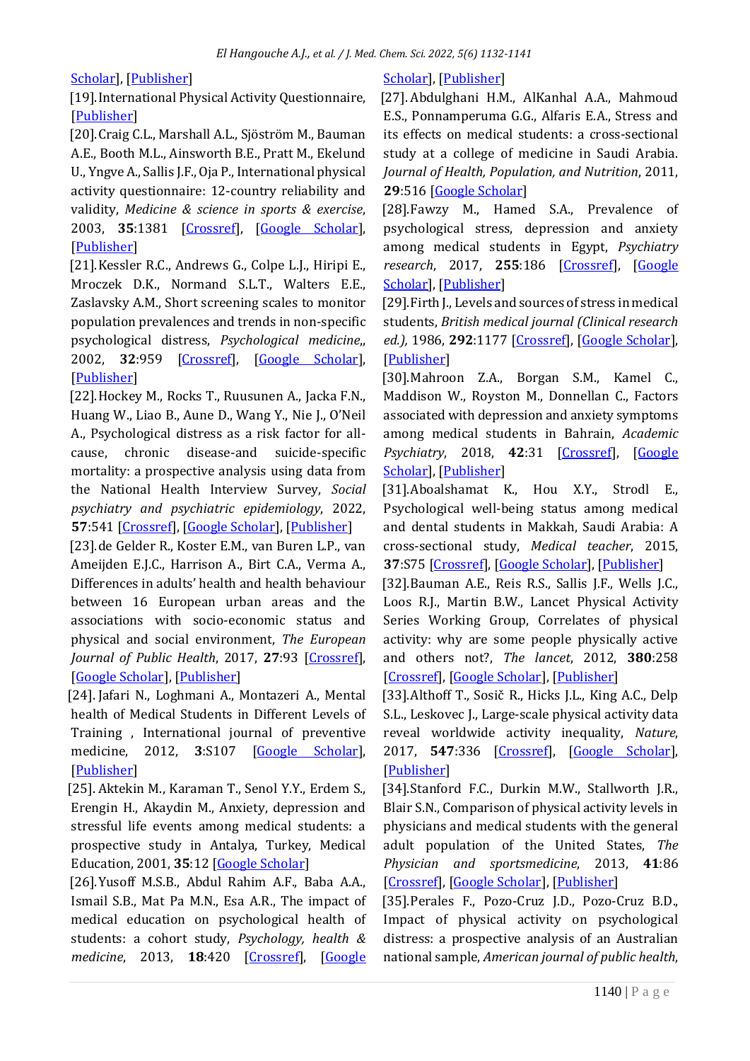Scholar], [Publisher]

[19]. International Physical Activity Questionnaire, [Publisher]

[20]. Craig C.L., Marshall A.L., Sjöström M., Bauman A.E., Booth M.L., Ainsworth B.E., Pratt M., Ekelund U., Yngve A., Sallis J.F., Oja P., International physical activity questionnaire: 12-country reliability and validity, *Medicine & science in sports & exercise*, 2003, **35**:1381 [Crossref], [Google Scholar], [Publisher]

[21]. Kessler R.C., Andrews G., Colpe L.J., Hiripi E., Mroczek D.K., Normand S.L.T., Walters E.E., Zaslavsky A.M., Short screening scales to monitor population prevalences and trends in non-specific psychological distress, *Psychological medicine*,, 2002, **32**:959 [Crossref], [Google Scholar], [Publisher]

[22]. Hockey M., Rocks T., Ruusunen A., Jacka F.N., Huang W., Liao B., Aune D., Wang Y., Nie J., O'Neil A., Psychological distress as a risk factor for all-cause, chronic disease-and suicide-specific mortality: a prospective analysis using data from the National Health Interview Survey, *Social psychiatry and psychiatric epidemiology*, 2022, **57**:541 [Crossref], [Google Scholar], [Publisher]

[23]. de Gelder R., Koster E.M., van Buren L.P., van Ameijden E.J.C., Harrison A., Birt C.A., Verma A., Differences in adults' health and health behaviour between 16 European urban areas and the associations with socio-economic status and physical and social environment, *The European Journal of Public Health*, 2017, **27**:93 [Crossref], [Google Scholar], [Publisher]

[24]. Jafari N., Loghmani A., Montazeri A., Mental health of Medical Students in Different Levels of Training , International journal of preventive medicine, 2012, **3**:S107 [Google Scholar], [Publisher]

[25]. Aktekin M., Karaman T., Senol Y.Y., Erdem S., Erengin H., Akaydin M., Anxiety, depression and stressful life events among medical students: a prospective study in Antalya, Turkey, Medical Education, 2001, **35**:12 [Google Scholar]

[26]. Yusoff M.S.B., Abdul Rahim A.F., Baba A.A., Ismail S.B., Mat Pa M.N., Esa A.R., The impact of medical education on psychological health of students: a cohort study, *Psychology, health & medicine*, 2013, **18**:420 [Crossref], [Google Scholar], [Publisher]

[27]. Abdulghani H.M., AlKanhal A.A., Mahmoud E.S., Ponnamperuma G.G., Alfaris E.A., Stress and its effects on medical students: a cross-sectional study at a college of medicine in Saudi Arabia. *Journal of Health, Population, and Nutrition*, 2011, **29**:516 [Google Scholar]

[28]. Fawzy M., Hamed S.A., Prevalence of psychological stress, depression and anxiety among medical students in Egypt, *Psychiatry research*, 2017, **255**:186 [Crossref], [Google Scholar], [Publisher]

[29]. Firth J., Levels and sources of stress in medical students, *British medical journal (Clinical research ed.),* 1986, **292**:1177 [Crossref], [Google Scholar], [Publisher]

[30]. Mahroon Z.A., Borgan S.M., Kamel C., Maddison W., Royston M., Donnellan C., Factors associated with depression and anxiety symptoms among medical students in Bahrain, *Academic Psychiatry*, 2018, **42**:31 [Crossref], [Google Scholar], [Publisher]

[31]. Abolshamat K., Hou X.Y., Strodl E., Psychological well-being status among medical and dental students in Makkah, Saudi Arabia: A cross-sectional study, *Medical teacher*, 2015, **37**:S75 [Crossref], [Google Scholar], [Publisher]

[32]. Bauman A.E., Reis R.S., Sallis J.F., Wells J.C., Loos R.J., Martin B.W., Lancet Physical Activity Series Working Group, Correlates of physical activity: why are some people physically active and others not?, *The lancet*, 2012, **380**:258 [Crossref], [Google Scholar], [Publisher]

[33]. Althoff T., Sosič R., Hicks J.L., King A.C., Delp S.L., Leskovec J., Large-scale physical activity data reveal worldwide activity inequality, *Nature*, 2017, **547**:336 [Crossref], [Google Scholar], [Publisher]

[34]. Stanford F.C., Durkin M.W., Stallworth J.R., Blair S.N., Comparison of physical activity levels in physicians and medical students with the general adult population of the United States, *The Physician and sportsmedicine*, 2013, **41**:86 [Crossref], [Google Scholar], [Publisher]

[35]. Perales F., Pozo-Cruz J.D., Pozo-Cruz B.D., Impact of physical activity on psychological distress: a prospective analysis of an Australian national sample, *American journal of public health*,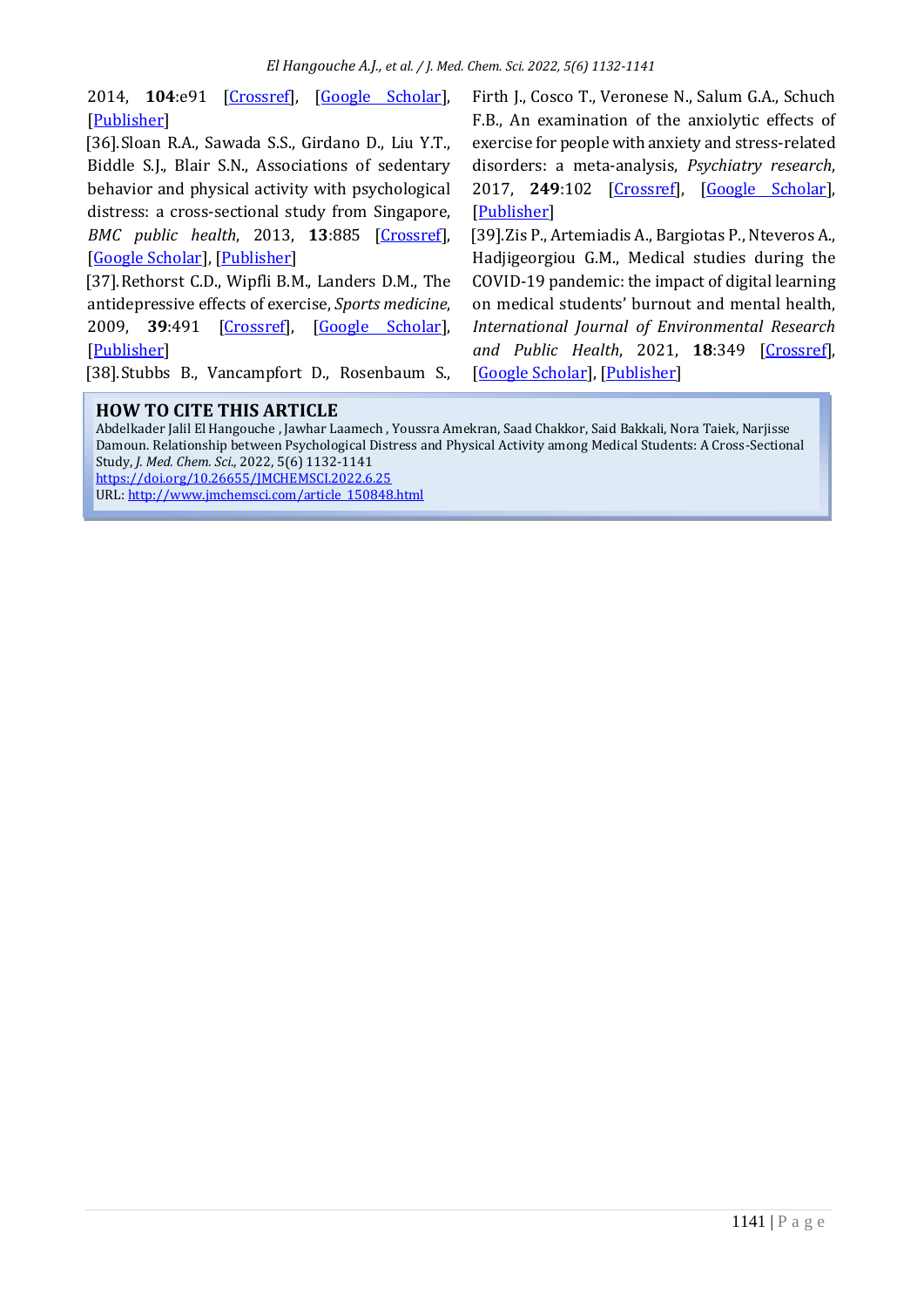2014, **104**:e91 [Crossref], [Google Scholar], [Publisher]

[36]. Sloan R.A., Sawada S.S., Girdano D., Liu Y.T., Biddle S.J., Blair S.N., Associations of sedentary behavior and physical activity with psychological distress: a cross-sectional study from Singapore, *BMC public health*, 2013, **13**:885 [Crossref], [Google Scholar], [Publisher]

[37]. Rethorst C.D., Wipfli B.M., Landers D.M., The antidepressive effects of exercise, *Sports medicine*, 2009, **39**:491 [Crossref], [Google Scholar], [Publisher]

[38]. Stubbs B., Vancampfort D., Rosenbaum S., Firth J., Cosco T., Veronese N., Salum G.A., Schuch F.B., An examination of the anxiolytic effects of exercise for people with anxiety and stress-related disorders: a meta-analysis, *Psychiatry research*, 2017, **249**:102 [Crossref], [Google Scholar], [Publisher]

[39]. Zis P., Artemiadis A., Bargiotas P., Nteveros A., Hadjigeorgiou G.M., Medical studies during the COVID-19 pandemic: the impact of digital learning on medical students' burnout and mental health, *International Journal of Environmental Research and Public Health*, 2021, **18**:349 [Crossref], [Google Scholar], [Publisher]

## HOW TO CITE THIS ARTICLE

Abdelkader Jalil El Hangouche , Jawhar Laamech , Youssra Amekran, Saad Chakkor, Said Bakkali, Nora Taiek, Narjisse Damoun. Relationship between Psychological Distress and Physical Activity among Medical Students: A Cross-Sectional Study, *J. Med. Chem. Sci.*, 2022, 5(6) 1132-1141

https://doi.org/10.26655/JMCHEMSCI.2022.6.25

URL: http://www.jmchemsci.com/article_150848.html